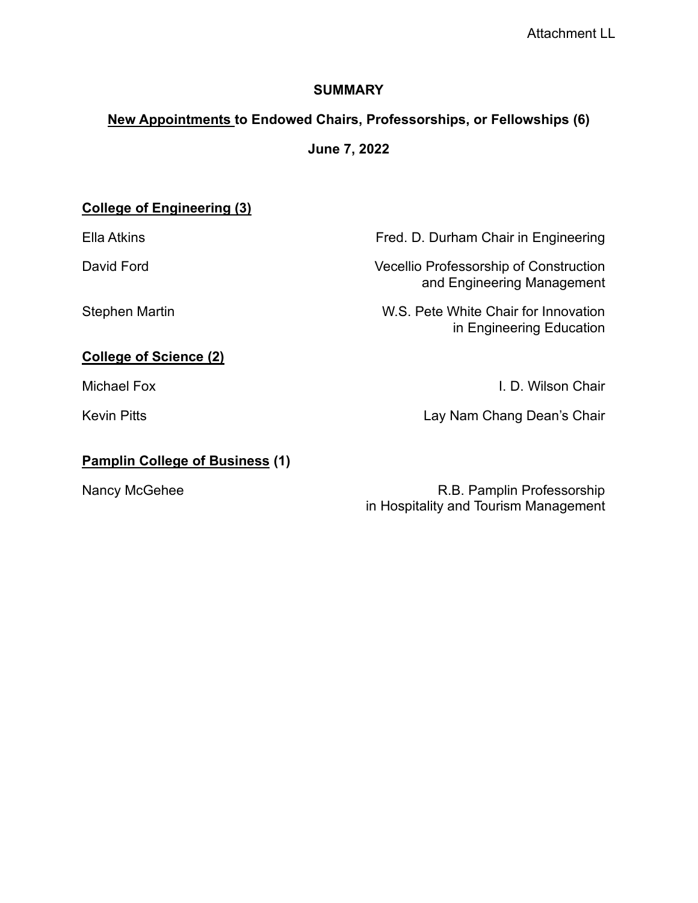Attachment LL

# SUMMARY

## New Appointments to Endowed Chairs, Professorships, or Fellowships (6)

**June 7, 2022**

### College of Engineering (3)

| Name | Appointment |
| --- | --- |
| Ella Atkins | Fred. D. Durham Chair in Engineering |
| David Ford | Vecellio Professorship of Construction and Engineering Management |
| Stephen Martin | W.S. Pete White Chair for Innovation in Engineering Education |

### College of Science (2)

| Name | Appointment |
| --- | --- |
| Michael Fox | I. D. Wilson Chair |
| Kevin Pitts | Lay Nam Chang Dean's Chair |

### Pamplin College of Business (1)

| Name | Appointment |
| --- | --- |
| Nancy McGehee | R.B. Pamplin Professorship in Hospitality and Tourism Management |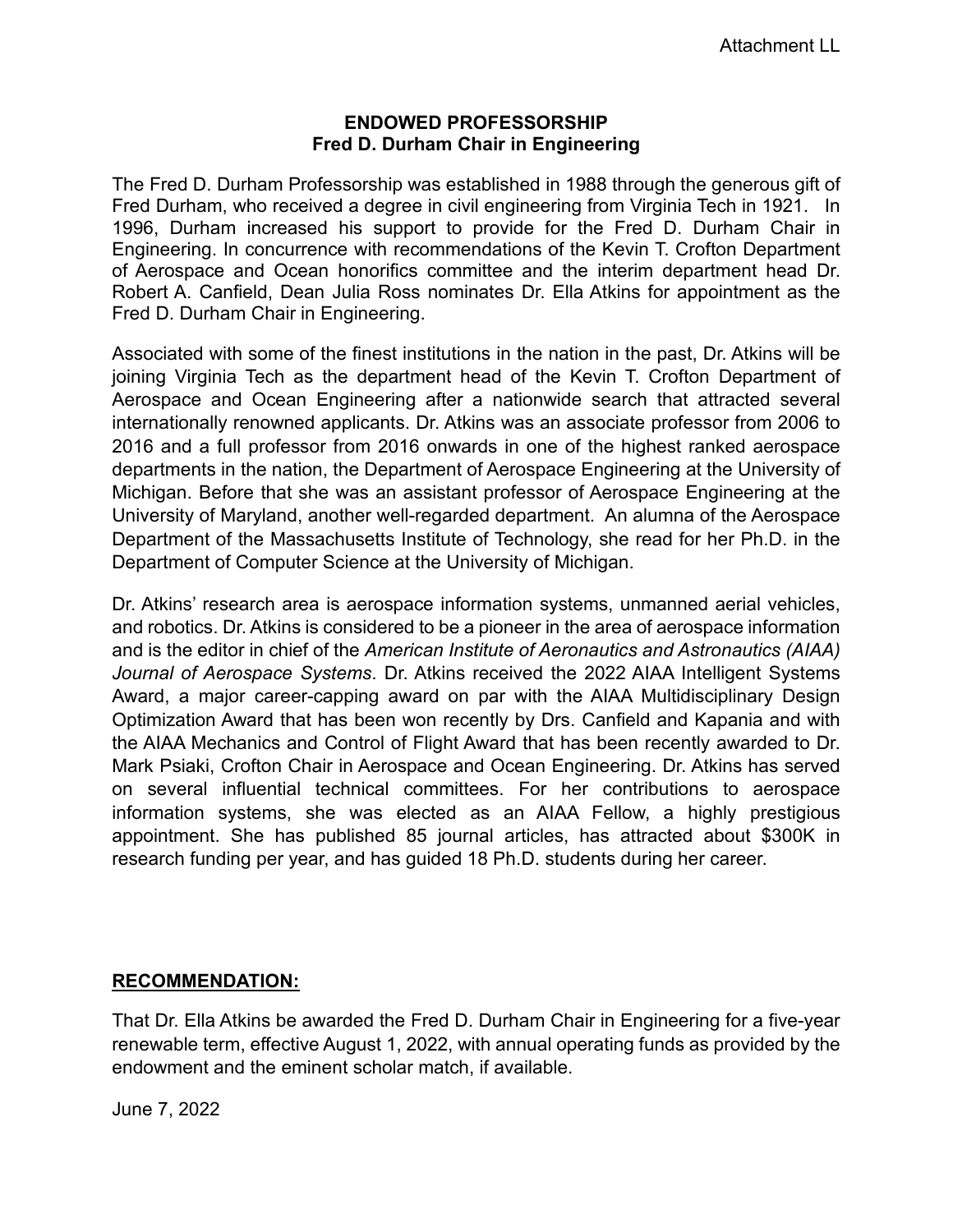Attachment LL

## ENDOWED PROFESSORSHIP
## Fred D. Durham Chair in Engineering

The Fred D. Durham Professorship was established in 1988 through the generous gift of Fred Durham, who received a degree in civil engineering from Virginia Tech in 1921. In 1996, Durham increased his support to provide for the Fred D. Durham Chair in Engineering. In concurrence with recommendations of the Kevin T. Crofton Department of Aerospace and Ocean honorifics committee and the interim department head Dr. Robert A. Canfield, Dean Julia Ross nominates Dr. Ella Atkins for appointment as the Fred D. Durham Chair in Engineering.

Associated with some of the finest institutions in the nation in the past, Dr. Atkins will be joining Virginia Tech as the department head of the Kevin T. Crofton Department of Aerospace and Ocean Engineering after a nationwide search that attracted several internationally renowned applicants. Dr. Atkins was an associate professor from 2006 to 2016 and a full professor from 2016 onwards in one of the highest ranked aerospace departments in the nation, the Department of Aerospace Engineering at the University of Michigan. Before that she was an assistant professor of Aerospace Engineering at the University of Maryland, another well-regarded department. An alumna of the Aerospace Department of the Massachusetts Institute of Technology, she read for her Ph.D. in the Department of Computer Science at the University of Michigan.

Dr. Atkins' research area is aerospace information systems, unmanned aerial vehicles, and robotics. Dr. Atkins is considered to be a pioneer in the area of aerospace information and is the editor in chief of the *American Institute of Aeronautics and Astronautics (AIAA) Journal of Aerospace Systems*. Dr. Atkins received the 2022 AIAA Intelligent Systems Award, a major career-capping award on par with the AIAA Multidisciplinary Design Optimization Award that has been won recently by Drs. Canfield and Kapania and with the AIAA Mechanics and Control of Flight Award that has been recently awarded to Dr. Mark Psiaki, Crofton Chair in Aerospace and Ocean Engineering. Dr. Atkins has served on several influential technical committees. For her contributions to aerospace information systems, she was elected as an AIAA Fellow, a highly prestigious appointment. She has published 85 journal articles, has attracted about $300K in research funding per year, and has guided 18 Ph.D. students during her career.

**RECOMMENDATION:**

That Dr. Ella Atkins be awarded the Fred D. Durham Chair in Engineering for a five-year renewable term, effective August 1, 2022, with annual operating funds as provided by the endowment and the eminent scholar match, if available.

June 7, 2022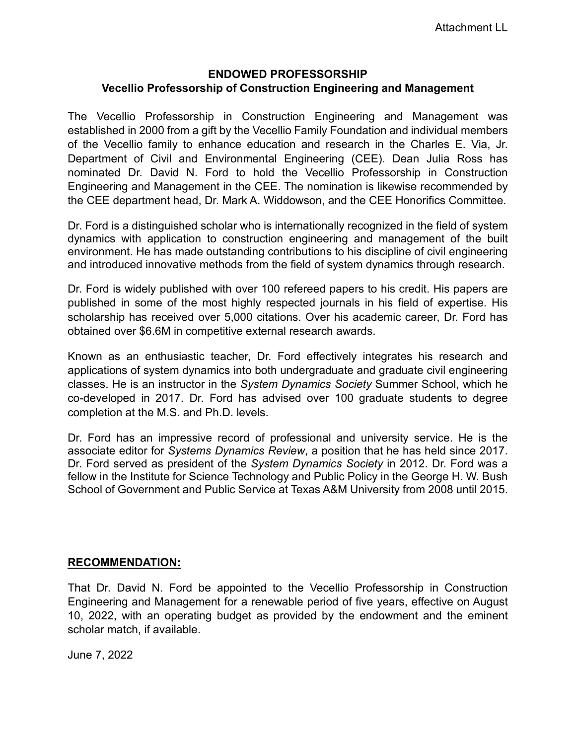Attachment LL

**ENDOWED PROFESSORSHIP**
**Vecellio Professorship of Construction Engineering and Management**

The Vecellio Professorship in Construction Engineering and Management was established in 2000 from a gift by the Vecellio Family Foundation and individual members of the Vecellio family to enhance education and research in the Charles E. Via, Jr. Department of Civil and Environmental Engineering (CEE). Dean Julia Ross has nominated Dr. David N. Ford to hold the Vecellio Professorship in Construction Engineering and Management in the CEE. The nomination is likewise recommended by the CEE department head, Dr. Mark A. Widdowson, and the CEE Honorifics Committee.

Dr. Ford is a distinguished scholar who is internationally recognized in the field of system dynamics with application to construction engineering and management of the built environment. He has made outstanding contributions to his discipline of civil engineering and introduced innovative methods from the field of system dynamics through research.

Dr. Ford is widely published with over 100 refereed papers to his credit. His papers are published in some of the most highly respected journals in his field of expertise. His scholarship has received over 5,000 citations. Over his academic career, Dr. Ford has obtained over $6.6M in competitive external research awards.

Known as an enthusiastic teacher, Dr. Ford effectively integrates his research and applications of system dynamics into both undergraduate and graduate civil engineering classes. He is an instructor in the *System Dynamics Society* Summer School, which he co-developed in 2017. Dr. Ford has advised over 100 graduate students to degree completion at the M.S. and Ph.D. levels.

Dr. Ford has an impressive record of professional and university service. He is the associate editor for *Systems Dynamics Review*, a position that he has held since 2017. Dr. Ford served as president of the *System Dynamics Society* in 2012. Dr. Ford was a fellow in the Institute for Science Technology and Public Policy in the George H. W. Bush School of Government and Public Service at Texas A&M University from 2008 until 2015.

**RECOMMENDATION:**

That Dr. David N. Ford be appointed to the Vecellio Professorship in Construction Engineering and Management for a renewable period of five years, effective on August 10, 2022, with an operating budget as provided by the endowment and the eminent scholar match, if available.

June 7, 2022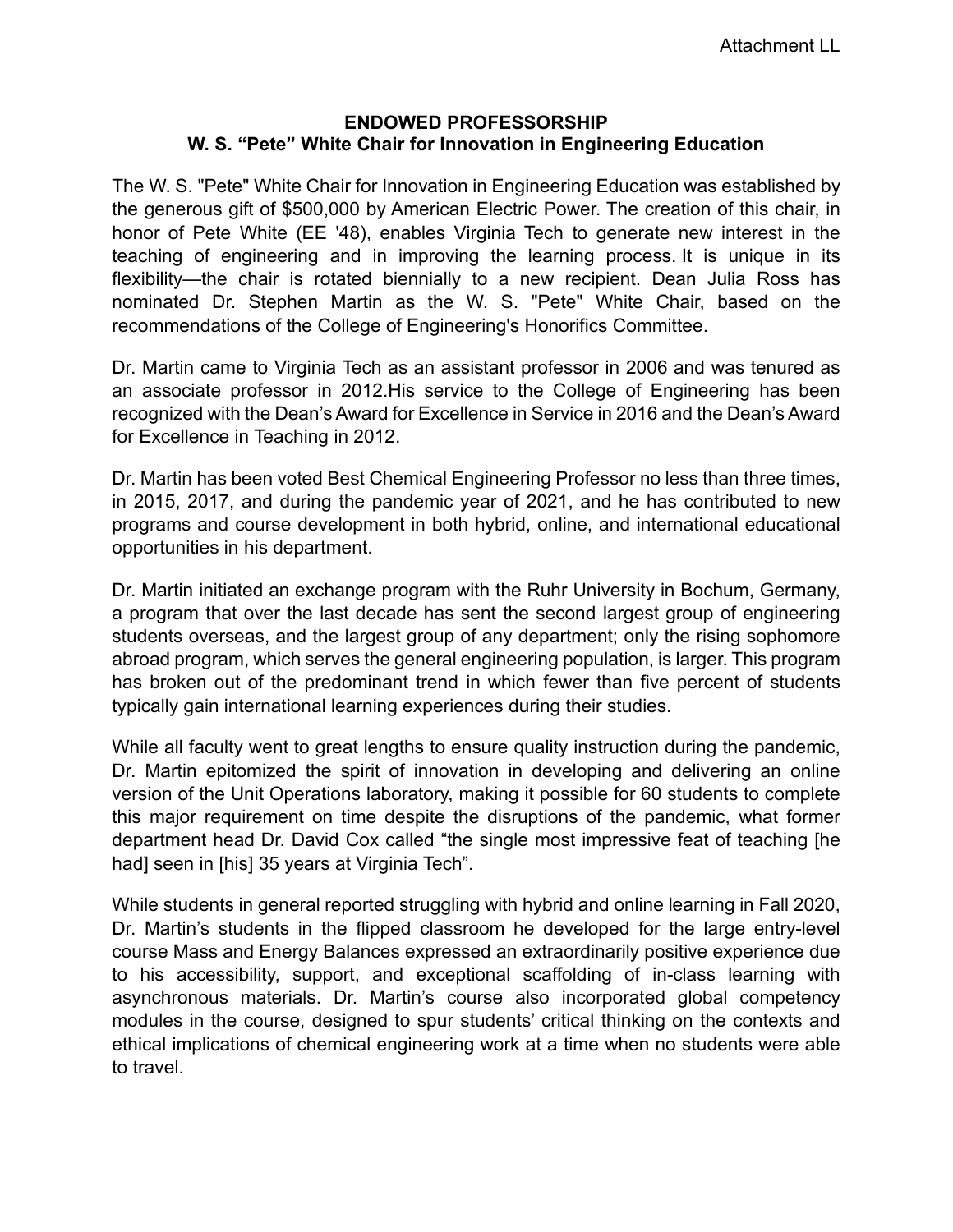Attachment LL

**ENDOWED PROFESSORSHIP**
**W. S. “Pete” White Chair for Innovation in Engineering Education**

The W. S. "Pete" White Chair for Innovation in Engineering Education was established by the generous gift of $500,000 by American Electric Power. The creation of this chair, in honor of Pete White (EE '48), enables Virginia Tech to generate new interest in the teaching of engineering and in improving the learning process. It is unique in its flexibility—the chair is rotated biennially to a new recipient. Dean Julia Ross has nominated Dr. Stephen Martin as the W. S. "Pete" White Chair, based on the recommendations of the College of Engineering's Honorifics Committee.

Dr. Martin came to Virginia Tech as an assistant professor in 2006 and was tenured as an associate professor in 2012.His service to the College of Engineering has been recognized with the Dean’s Award for Excellence in Service in 2016 and the Dean’s Award for Excellence in Teaching in 2012.

Dr. Martin has been voted Best Chemical Engineering Professor no less than three times, in 2015, 2017, and during the pandemic year of 2021, and he has contributed to new programs and course development in both hybrid, online, and international educational opportunities in his department.

Dr. Martin initiated an exchange program with the Ruhr University in Bochum, Germany, a program that over the last decade has sent the second largest group of engineering students overseas, and the largest group of any department; only the rising sophomore abroad program, which serves the general engineering population, is larger. This program has broken out of the predominant trend in which fewer than five percent of students typically gain international learning experiences during their studies.

While all faculty went to great lengths to ensure quality instruction during the pandemic, Dr. Martin epitomized the spirit of innovation in developing and delivering an online version of the Unit Operations laboratory, making it possible for 60 students to complete this major requirement on time despite the disruptions of the pandemic, what former department head Dr. David Cox called “the single most impressive feat of teaching [he had] seen in [his] 35 years at Virginia Tech”.

While students in general reported struggling with hybrid and online learning in Fall 2020, Dr. Martin’s students in the flipped classroom he developed for the large entry-level course Mass and Energy Balances expressed an extraordinarily positive experience due to his accessibility, support, and exceptional scaffolding of in-class learning with asynchronous materials. Dr. Martin’s course also incorporated global competency modules in the course, designed to spur students’ critical thinking on the contexts and ethical implications of chemical engineering work at a time when no students were able to travel.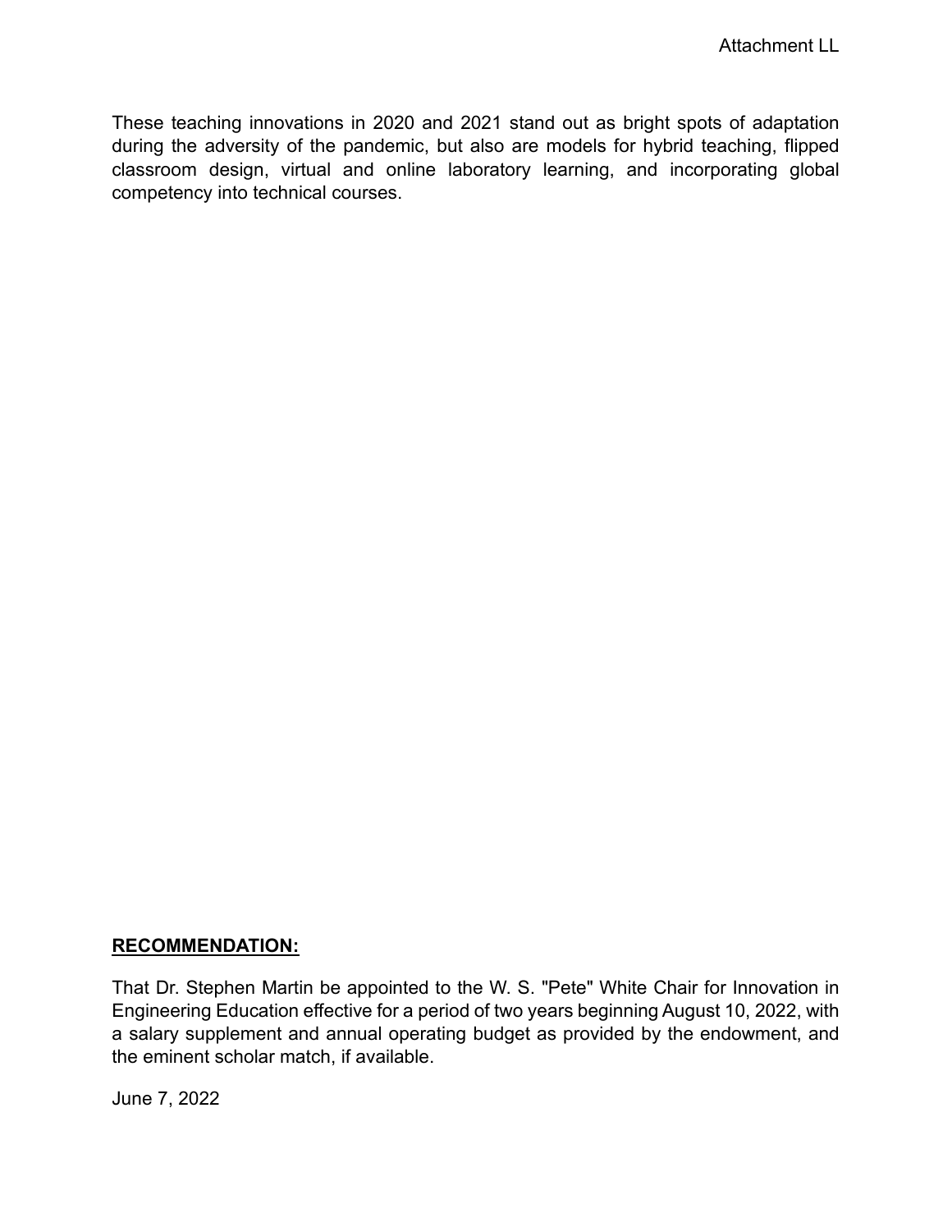These teaching innovations in 2020 and 2021 stand out as bright spots of adaptation during the adversity of the pandemic, but also are models for hybrid teaching, flipped classroom design, virtual and online laboratory learning, and incorporating global competency into technical courses.

**RECOMMENDATION:**

That Dr. Stephen Martin be appointed to the W. S. "Pete" White Chair for Innovation in Engineering Education effective for a period of two years beginning August 10, 2022, with a salary supplement and annual operating budget as provided by the endowment, and the eminent scholar match, if available.

June 7, 2022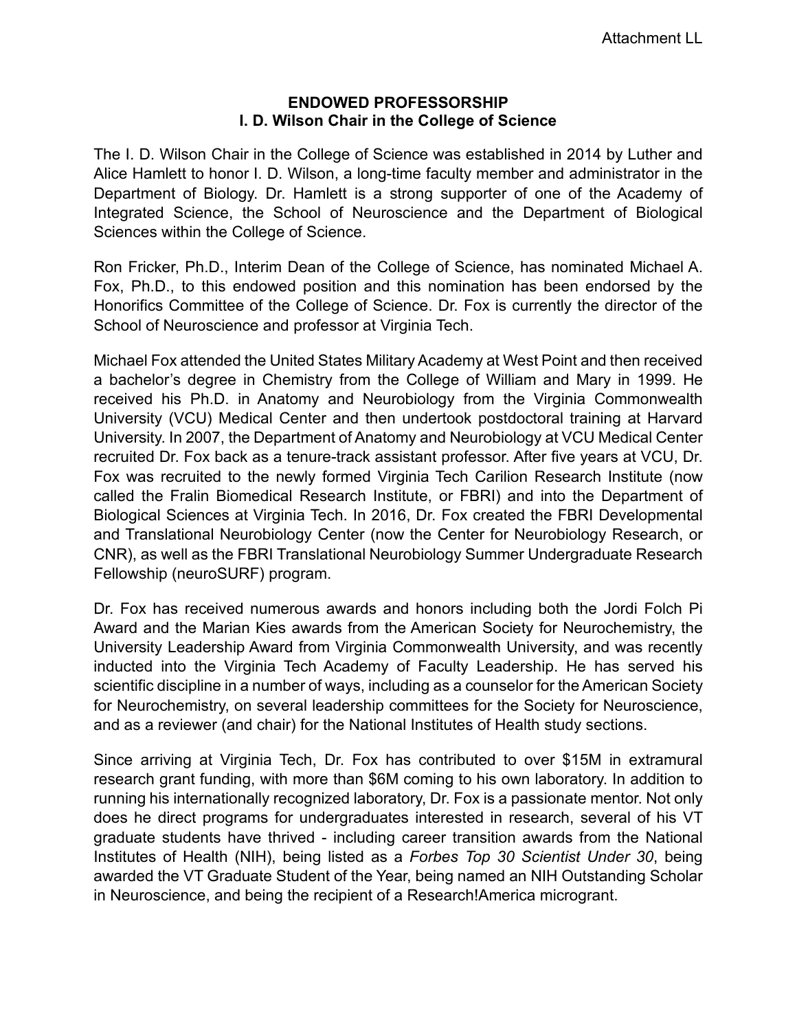Attachment LL

**ENDOWED PROFESSORSHIP**
**I. D. Wilson Chair in the College of Science**

The I. D. Wilson Chair in the College of Science was established in 2014 by Luther and Alice Hamlett to honor I. D. Wilson, a long-time faculty member and administrator in the Department of Biology. Dr. Hamlett is a strong supporter of one of the Academy of Integrated Science, the School of Neuroscience and the Department of Biological Sciences within the College of Science.

Ron Fricker, Ph.D., Interim Dean of the College of Science, has nominated Michael A. Fox, Ph.D., to this endowed position and this nomination has been endorsed by the Honorifics Committee of the College of Science. Dr. Fox is currently the director of the School of Neuroscience and professor at Virginia Tech.

Michael Fox attended the United States Military Academy at West Point and then received a bachelor's degree in Chemistry from the College of William and Mary in 1999. He received his Ph.D. in Anatomy and Neurobiology from the Virginia Commonwealth University (VCU) Medical Center and then undertook postdoctoral training at Harvard University. In 2007, the Department of Anatomy and Neurobiology at VCU Medical Center recruited Dr. Fox back as a tenure-track assistant professor. After five years at VCU, Dr. Fox was recruited to the newly formed Virginia Tech Carilion Research Institute (now called the Fralin Biomedical Research Institute, or FBRI) and into the Department of Biological Sciences at Virginia Tech. In 2016, Dr. Fox created the FBRI Developmental and Translational Neurobiology Center (now the Center for Neurobiology Research, or CNR), as well as the FBRI Translational Neurobiology Summer Undergraduate Research Fellowship (neuroSURF) program.

Dr. Fox has received numerous awards and honors including both the Jordi Folch Pi Award and the Marian Kies awards from the American Society for Neurochemistry, the University Leadership Award from Virginia Commonwealth University, and was recently inducted into the Virginia Tech Academy of Faculty Leadership. He has served his scientific discipline in a number of ways, including as a counselor for the American Society for Neurochemistry, on several leadership committees for the Society for Neuroscience, and as a reviewer (and chair) for the National Institutes of Health study sections.

Since arriving at Virginia Tech, Dr. Fox has contributed to over $15M in extramural research grant funding, with more than $6M coming to his own laboratory. In addition to running his internationally recognized laboratory, Dr. Fox is a passionate mentor. Not only does he direct programs for undergraduates interested in research, several of his VT graduate students have thrived - including career transition awards from the National Institutes of Health (NIH), being listed as a *Forbes Top 30 Scientist Under 30*, being awarded the VT Graduate Student of the Year, being named an NIH Outstanding Scholar in Neuroscience, and being the recipient of a Research!America microgrant.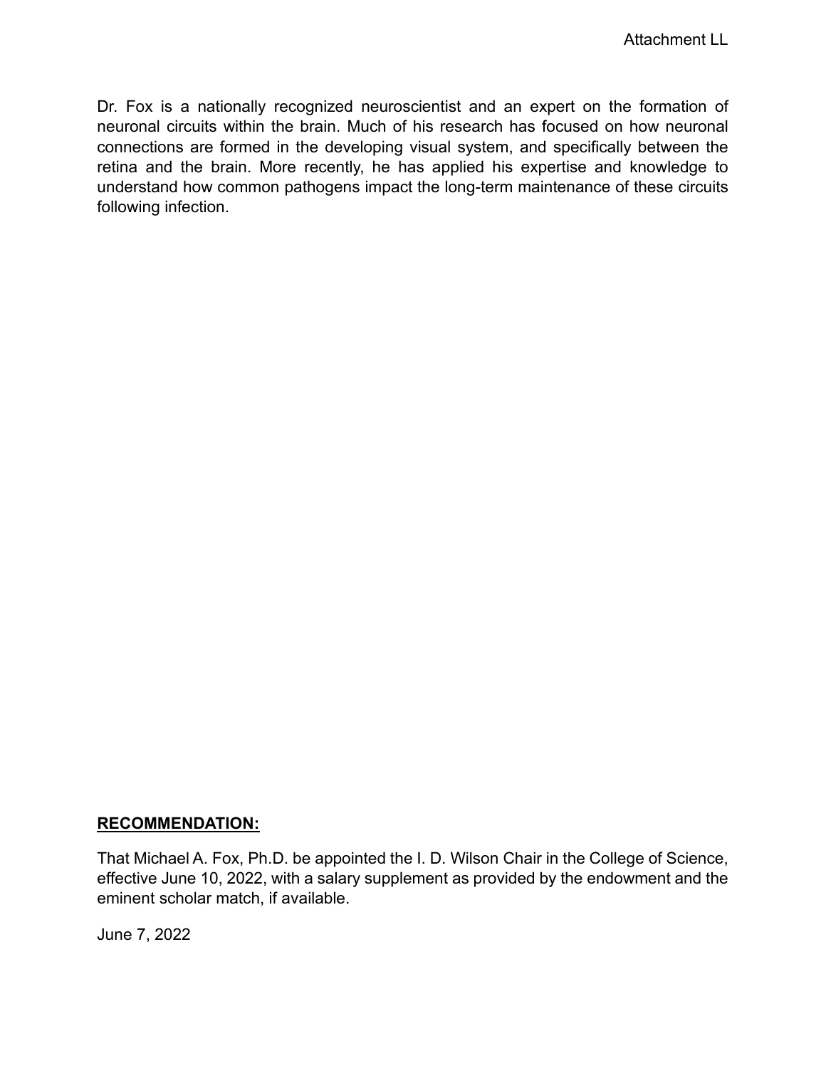Attachment LL

Dr. Fox is a nationally recognized neuroscientist and an expert on the formation of neuronal circuits within the brain. Much of his research has focused on how neuronal connections are formed in the developing visual system, and specifically between the retina and the brain. More recently, he has applied his expertise and knowledge to understand how common pathogens impact the long-term maintenance of these circuits following infection.

**RECOMMENDATION:**

That Michael A. Fox, Ph.D. be appointed the I. D. Wilson Chair in the College of Science, effective June 10, 2022, with a salary supplement as provided by the endowment and the eminent scholar match, if available.

June 7, 2022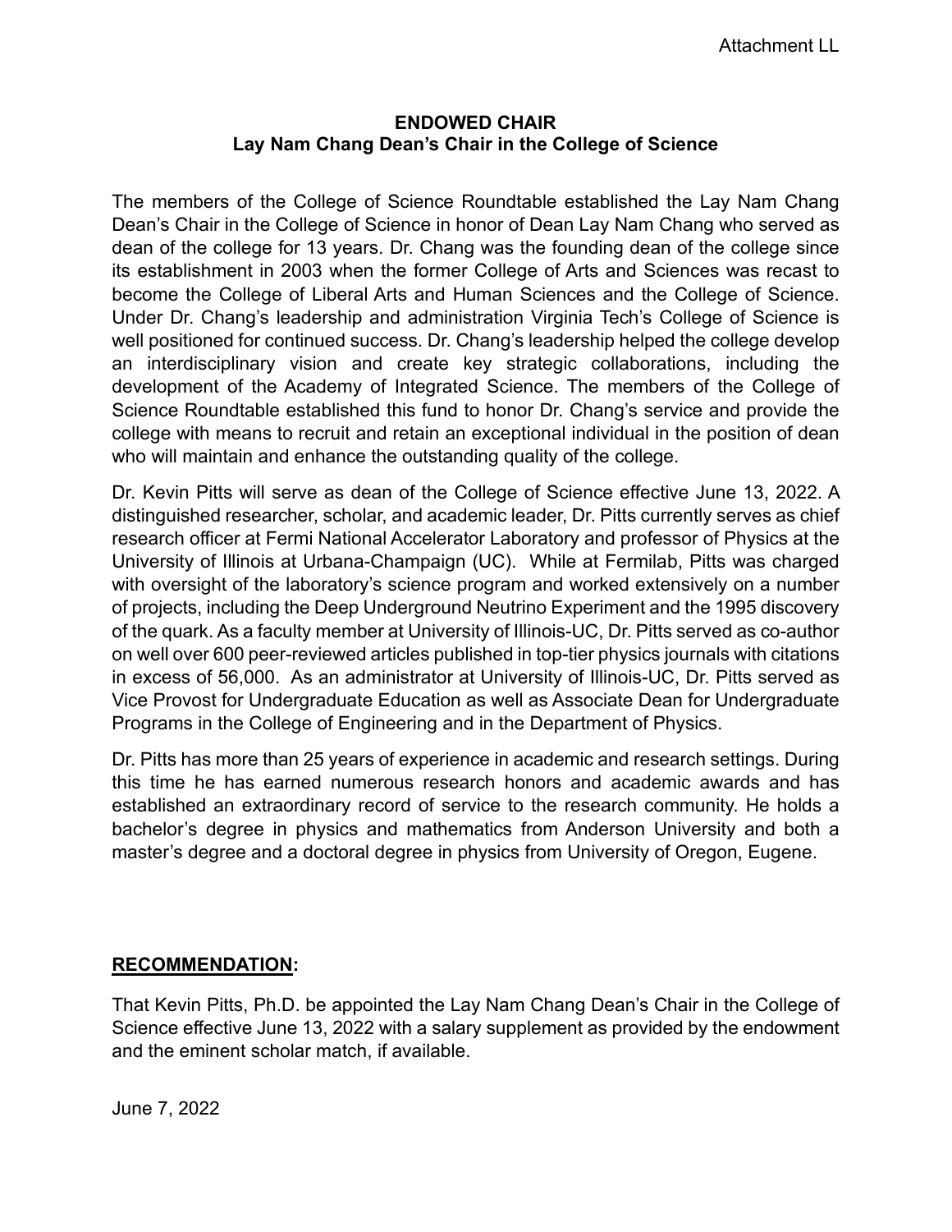Attachment LL

**ENDOWED CHAIR**
**Lay Nam Chang Dean's Chair in the College of Science**

The members of the College of Science Roundtable established the Lay Nam Chang Dean's Chair in the College of Science in honor of Dean Lay Nam Chang who served as dean of the college for 13 years. Dr. Chang was the founding dean of the college since its establishment in 2003 when the former College of Arts and Sciences was recast to become the College of Liberal Arts and Human Sciences and the College of Science. Under Dr. Chang's leadership and administration Virginia Tech's College of Science is well positioned for continued success. Dr. Chang's leadership helped the college develop an interdisciplinary vision and create key strategic collaborations, including the development of the Academy of Integrated Science. The members of the College of Science Roundtable established this fund to honor Dr. Chang's service and provide the college with means to recruit and retain an exceptional individual in the position of dean who will maintain and enhance the outstanding quality of the college.

Dr. Kevin Pitts will serve as dean of the College of Science effective June 13, 2022. A distinguished researcher, scholar, and academic leader, Dr. Pitts currently serves as chief research officer at Fermi National Accelerator Laboratory and professor of Physics at the University of Illinois at Urbana-Champaign (UC). While at Fermilab, Pitts was charged with oversight of the laboratory's science program and worked extensively on a number of projects, including the Deep Underground Neutrino Experiment and the 1995 discovery of the quark. As a faculty member at University of Illinois-UC, Dr. Pitts served as co-author on well over 600 peer-reviewed articles published in top-tier physics journals with citations in excess of 56,000. As an administrator at University of Illinois-UC, Dr. Pitts served as Vice Provost for Undergraduate Education as well as Associate Dean for Undergraduate Programs in the College of Engineering and in the Department of Physics.

Dr. Pitts has more than 25 years of experience in academic and research settings. During this time he has earned numerous research honors and academic awards and has established an extraordinary record of service to the research community. He holds a bachelor's degree in physics and mathematics from Anderson University and both a master's degree and a doctoral degree in physics from University of Oregon, Eugene.

**RECOMMENDATION:**

That Kevin Pitts, Ph.D. be appointed the Lay Nam Chang Dean's Chair in the College of Science effective June 13, 2022 with a salary supplement as provided by the endowment and the eminent scholar match, if available.

June 7, 2022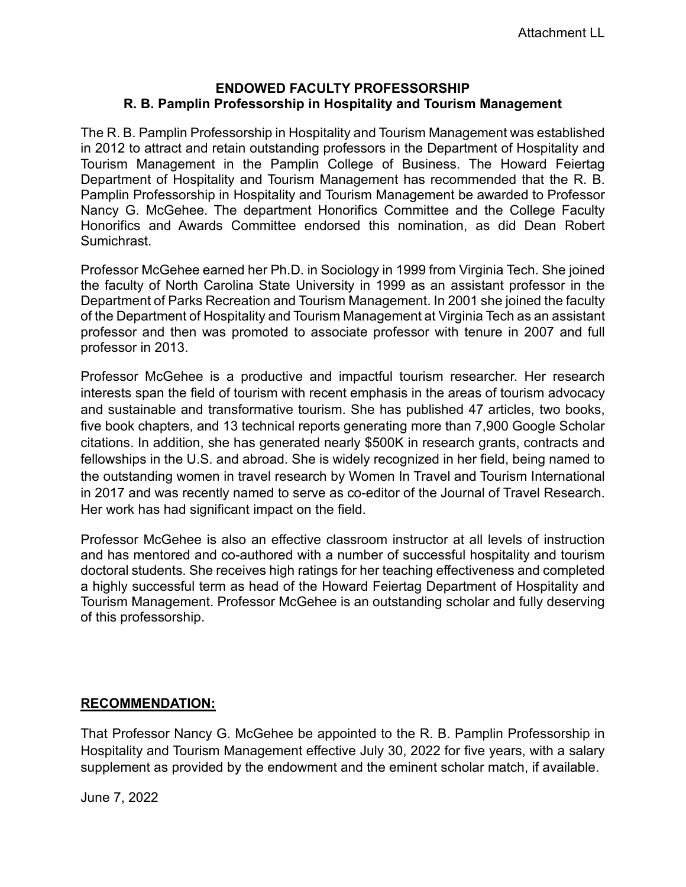Attachment LL

**ENDOWED FACULTY PROFESSORSHIP**
**R. B. Pamplin Professorship in Hospitality and Tourism Management**

The R. B. Pamplin Professorship in Hospitality and Tourism Management was established in 2012 to attract and retain outstanding professors in the Department of Hospitality and Tourism Management in the Pamplin College of Business. The Howard Feiertag Department of Hospitality and Tourism Management has recommended that the R. B. Pamplin Professorship in Hospitality and Tourism Management be awarded to Professor Nancy G. McGehee. The department Honorifics Committee and the College Faculty Honorifics and Awards Committee endorsed this nomination, as did Dean Robert Sumichrast.

Professor McGehee earned her Ph.D. in Sociology in 1999 from Virginia Tech. She joined the faculty of North Carolina State University in 1999 as an assistant professor in the Department of Parks Recreation and Tourism Management. In 2001 she joined the faculty of the Department of Hospitality and Tourism Management at Virginia Tech as an assistant professor and then was promoted to associate professor with tenure in 2007 and full professor in 2013.

Professor McGehee is a productive and impactful tourism researcher. Her research interests span the field of tourism with recent emphasis in the areas of tourism advocacy and sustainable and transformative tourism. She has published 47 articles, two books, five book chapters, and 13 technical reports generating more than 7,900 Google Scholar citations. In addition, she has generated nearly $500K in research grants, contracts and fellowships in the U.S. and abroad. She is widely recognized in her field, being named to the outstanding women in travel research by Women In Travel and Tourism International in 2017 and was recently named to serve as co-editor of the Journal of Travel Research. Her work has had significant impact on the field.

Professor McGehee is also an effective classroom instructor at all levels of instruction and has mentored and co-authored with a number of successful hospitality and tourism doctoral students. She receives high ratings for her teaching effectiveness and completed a highly successful term as head of the Howard Feiertag Department of Hospitality and Tourism Management. Professor McGehee is an outstanding scholar and fully deserving of this professorship.

**RECOMMENDATION:**

That Professor Nancy G. McGehee be appointed to the R. B. Pamplin Professorship in Hospitality and Tourism Management effective July 30, 2022 for five years, with a salary supplement as provided by the endowment and the eminent scholar match, if available.

June 7, 2022